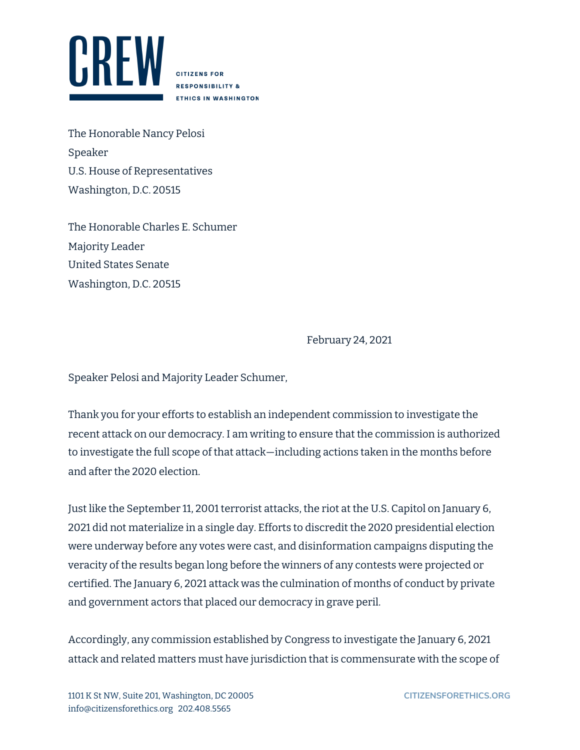**CREW**

**CITIZENS FOR RESPONSIBILITY & ETHICS IN WASHINGTON**

The Honorable Nancy Pelosi
Speaker
U.S. House of Representatives
Washington, D.C. 20515

The Honorable Charles E. Schumer
Majority Leader
United States Senate
Washington, D.C. 20515

February 24, 2021

Speaker Pelosi and Majority Leader Schumer,

Thank you for your efforts to establish an independent commission to investigate the recent attack on our democracy. I am writing to ensure that the commission is authorized to investigate the full scope of that attack—including actions taken in the months before and after the 2020 election.

Just like the September 11, 2001 terrorist attacks, the riot at the U.S. Capitol on January 6, 2021 did not materialize in a single day. Efforts to discredit the 2020 presidential election were underway before any votes were cast, and disinformation campaigns disputing the veracity of the results began long before the winners of any contests were projected or certified. The January 6, 2021 attack was the culmination of months of conduct by private and government actors that placed our democracy in grave peril.

Accordingly, any commission established by Congress to investigate the January 6, 2021 attack and related matters must have jurisdiction that is commensurate with the scope of

1101 K St NW, Suite 201, Washington, DC 20005
info@citizensforethics.org 202.408.5565
CITIZENSFORETHICS.ORG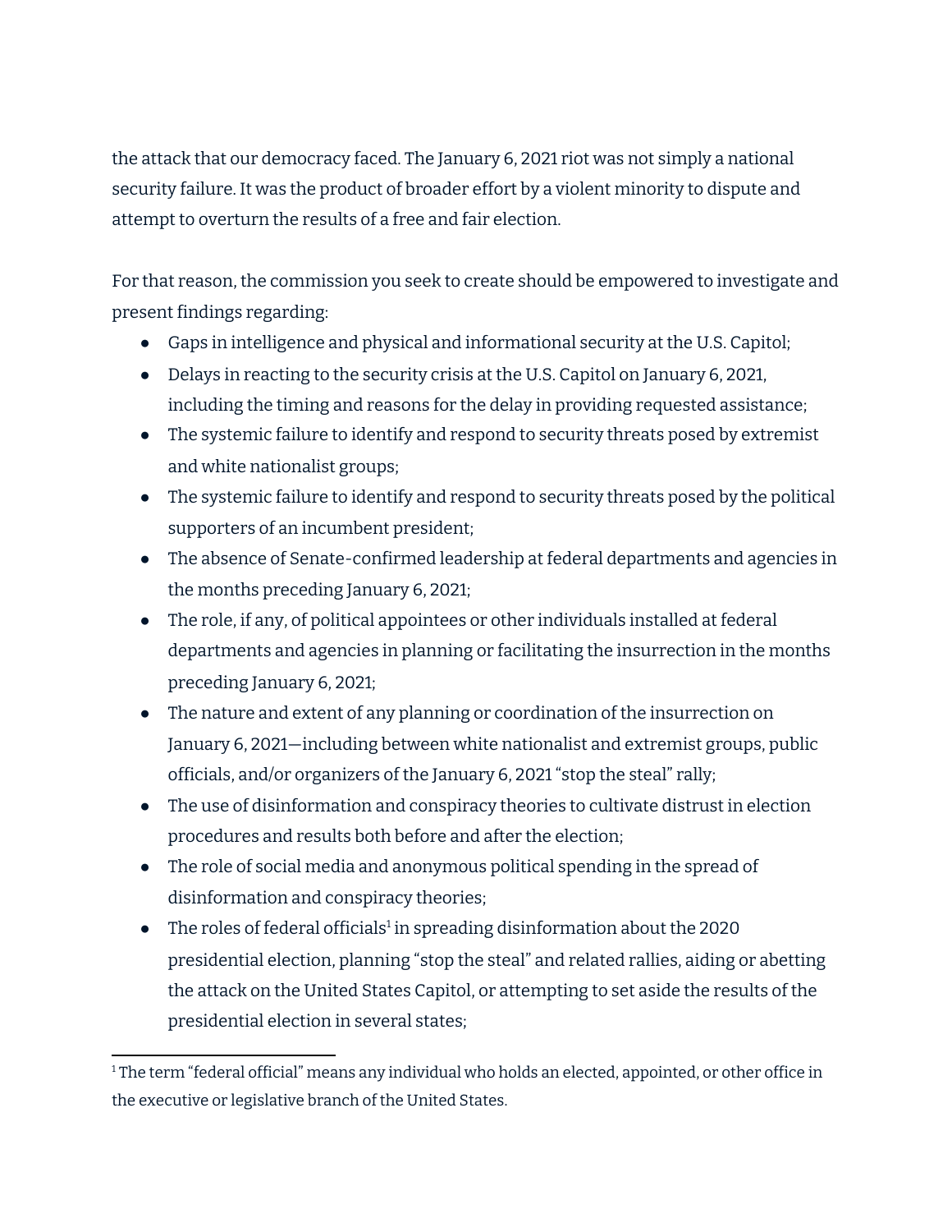the attack that our democracy faced. The January 6, 2021 riot was not simply a national security failure. It was the product of broader effort by a violent minority to dispute and attempt to overturn the results of a free and fair election.

For that reason, the commission you seek to create should be empowered to investigate and present findings regarding:

- Gaps in intelligence and physical and informational security at the U.S. Capitol;
- Delays in reacting to the security crisis at the U.S. Capitol on January 6, 2021, including the timing and reasons for the delay in providing requested assistance;
- The systemic failure to identify and respond to security threats posed by extremist and white nationalist groups;
- The systemic failure to identify and respond to security threats posed by the political supporters of an incumbent president;
- The absence of Senate-confirmed leadership at federal departments and agencies in the months preceding January 6, 2021;
- The role, if any, of political appointees or other individuals installed at federal departments and agencies in planning or facilitating the insurrection in the months preceding January 6, 2021;
- The nature and extent of any planning or coordination of the insurrection on January 6, 2021—including between white nationalist and extremist groups, public officials, and/or organizers of the January 6, 2021 "stop the steal" rally;
- The use of disinformation and conspiracy theories to cultivate distrust in election procedures and results both before and after the election;
- The role of social media and anonymous political spending in the spread of disinformation and conspiracy theories;
- The roles of federal officials[1] in spreading disinformation about the 2020 presidential election, planning "stop the steal" and related rallies, aiding or abetting the attack on the United States Capitol, or attempting to set aside the results of the presidential election in several states;

---

[1] The term "federal official" means any individual who holds an elected, appointed, or other office in the executive or legislative branch of the United States.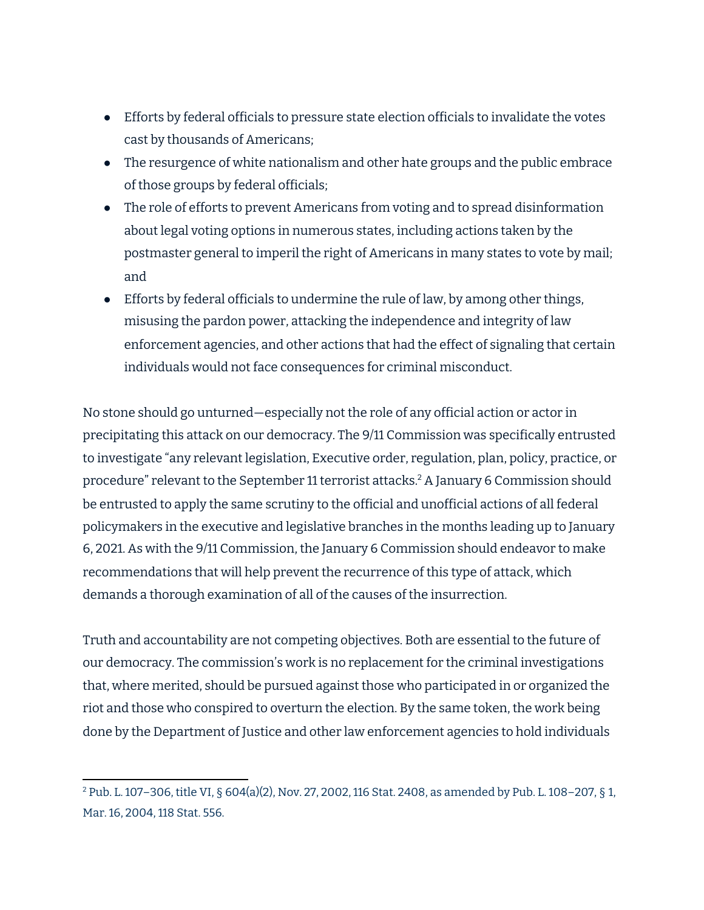- Efforts by federal officials to pressure state election officials to invalidate the votes cast by thousands of Americans;
- The resurgence of white nationalism and other hate groups and the public embrace of those groups by federal officials;
- The role of efforts to prevent Americans from voting and to spread disinformation about legal voting options in numerous states, including actions taken by the postmaster general to imperil the right of Americans in many states to vote by mail; and
- Efforts by federal officials to undermine the rule of law, by among other things, misusing the pardon power, attacking the independence and integrity of law enforcement agencies, and other actions that had the effect of signaling that certain individuals would not face consequences for criminal misconduct.

No stone should go unturned—especially not the role of any official action or actor in precipitating this attack on our democracy. The 9/11 Commission was specifically entrusted to investigate "any relevant legislation, Executive order, regulation, plan, policy, practice, or procedure" relevant to the September 11 terrorist attacks.[2] A January 6 Commission should be entrusted to apply the same scrutiny to the official and unofficial actions of all federal policymakers in the executive and legislative branches in the months leading up to January 6, 2021. As with the 9/11 Commission, the January 6 Commission should endeavor to make recommendations that will help prevent the recurrence of this type of attack, which demands a thorough examination of all of the causes of the insurrection.

Truth and accountability are not competing objectives. Both are essential to the future of our democracy. The commission's work is no replacement for the criminal investigations that, where merited, should be pursued against those who participated in or organized the riot and those who conspired to overturn the election. By the same token, the work being done by the Department of Justice and other law enforcement agencies to hold individuals

---

[2] Pub. L. 107–306, title VI, § 604(a)(2), Nov. 27, 2002, 116 Stat. 2408, as amended by Pub. L. 108–207, § 1, Mar. 16, 2004, 118 Stat. 556.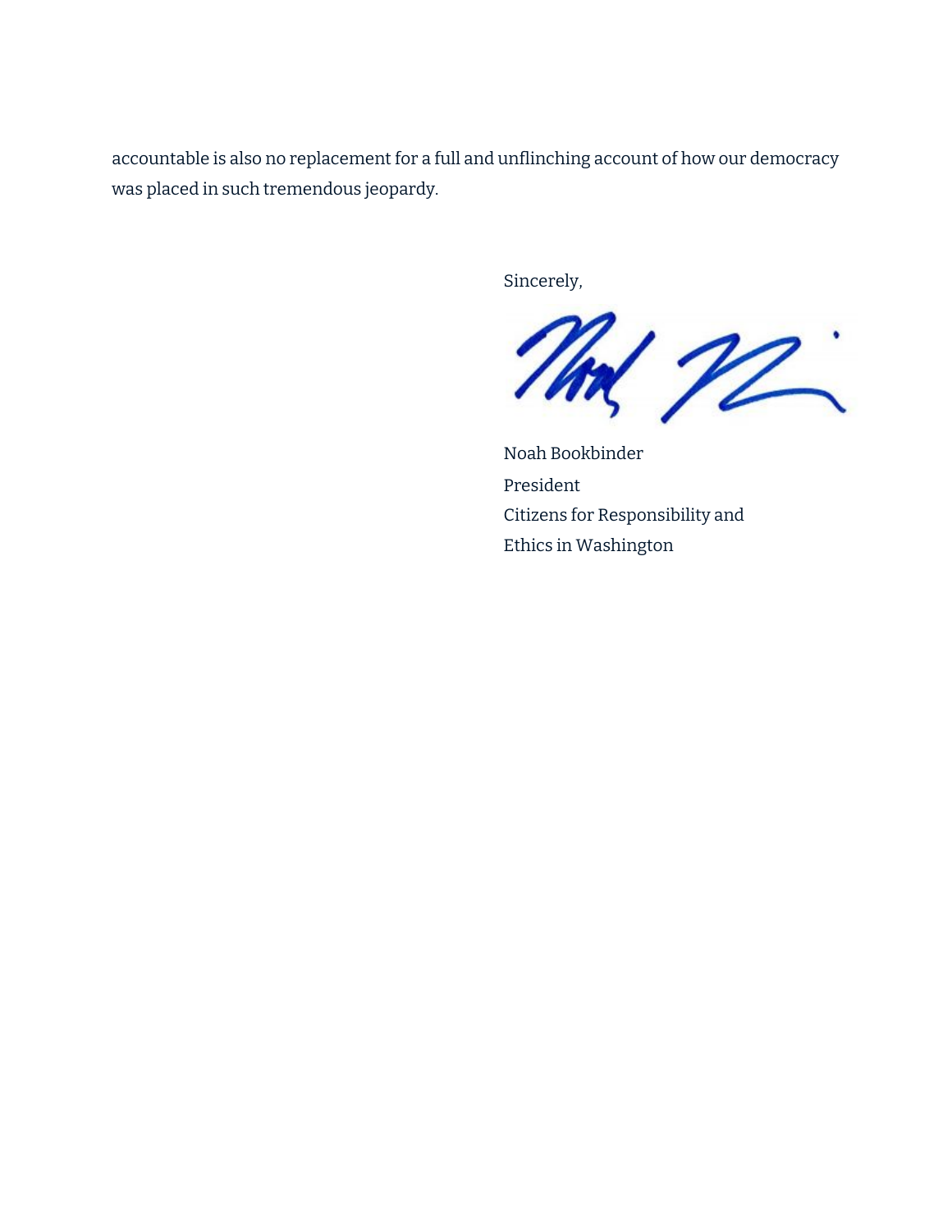accountable is also no replacement for a full and unflinching account of how our democracy was placed in such tremendous jeopardy.

Sincerely,

Noah Bookbinder
President
Citizens for Responsibility and
Ethics in Washington